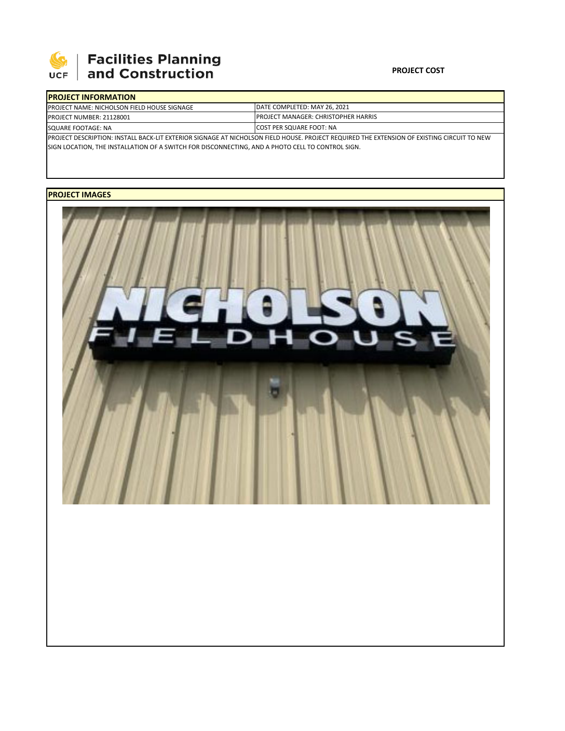Facilities Planning and Construction

**PROJECT COST**

| PROJECT INFORMATION | |
|---|---|
| PROJECT NAME: NICHOLSON FIELD HOUSE SIGNAGE | DATE COMPLETED: MAY 26, 2021 |
| PROJECT NUMBER: 21128001 | PROJECT MANAGER: CHRISTOPHER HARRIS |
| SQUARE FOOTAGE: NA | COST PER SQUARE FOOT: NA |

PROJECT DESCRIPTION: INSTALL BACK-LIT EXTERIOR SIGNAGE AT NICHOLSON FIELD HOUSE. PROJECT REQUIRED THE EXTENSION OF EXISTING CIRCUIT TO NEW SIGN LOCATION, THE INSTALLATION OF A SWITCH FOR DISCONNECTING, AND A PHOTO CELL TO CONTROL SIGN.

**PROJECT IMAGES**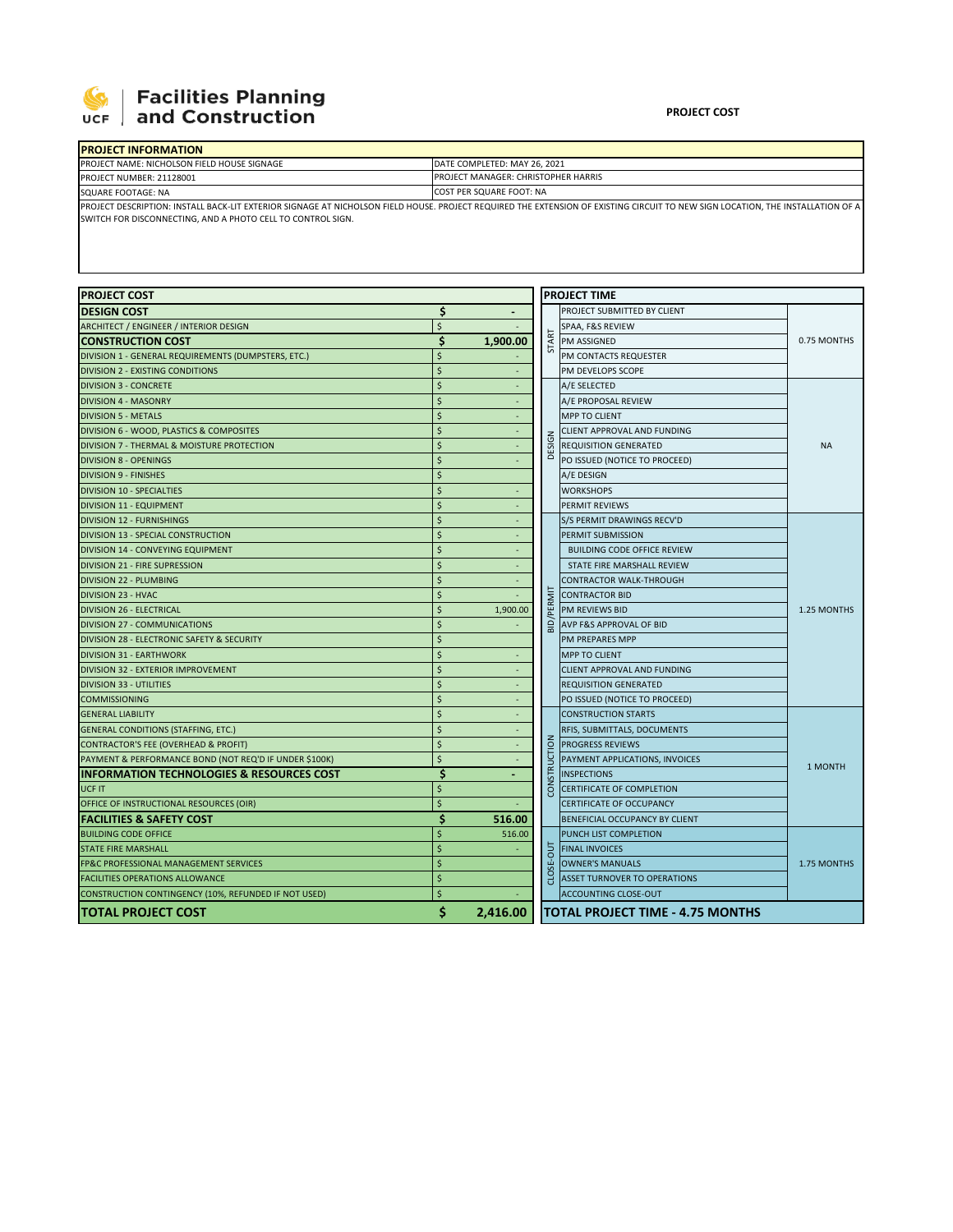**Facilities Planning and Construction**

**PROJECT COST**

| **PROJECT INFORMATION** | |
|---|---|
| PROJECT NAME: NICHOLSON FIELD HOUSE SIGNAGE | DATE COMPLETED: MAY 26, 2021 |
| PROJECT NUMBER: 21128001 | PROJECT MANAGER: CHRISTOPHER HARRIS |
| SQUARE FOOTAGE: NA | COST PER SQUARE FOOT: NA |

PROJECT DESCRIPTION: INSTALL BACK-LIT EXTERIOR SIGNAGE AT NICHOLSON FIELD HOUSE. PROJECT REQUIRED THE EXTENSION OF EXISTING CIRCUIT TO NEW SIGN LOCATION, THE INSTALLATION OF A SWITCH FOR DISCONNECTING, AND A PHOTO CELL TO CONTROL SIGN.

| **PROJECT COST** | |
|---|---|
| **DESIGN COST** | **$ -** |
| ARCHITECT / ENGINEER / INTERIOR DESIGN | $ - |
| **CONSTRUCTION COST** | **$ 1,900.00** |
| DIVISION 1 - GENERAL REQUIREMENTS (DUMPSTERS, ETC.) | $ - |
| DIVISION 2 - EXISTING CONDITIONS | $ - |
| DIVISION 3 - CONCRETE | $ - |
| DIVISION 4 - MASONRY | $ - |
| DIVISION 5 - METALS | $ - |
| DIVISION 6 - WOOD, PLASTICS & COMPOSITES | $ - |
| DIVISION 7 - THERMAL & MOISTURE PROTECTION | $ - |
| DIVISION 8 - OPENINGS | $ - |
| DIVISION 9 - FINISHES | $ |
| DIVISION 10 - SPECIALTIES | $ - |
| DIVISION 11 - EQUIPMENT | $ - |
| DIVISION 12 - FURNISHINGS | $ - |
| DIVISION 13 - SPECIAL CONSTRUCTION | $ - |
| DIVISION 14 - CONVEYING EQUIPMENT | $ - |
| DIVISION 21 - FIRE SUPRESSION | $ - |
| DIVISION 22 - PLUMBING | $ - |
| DIVISION 23 - HVAC | $ - |
| DIVISION 26 - ELECTRICAL | $ 1,900.00 |
| DIVISION 27 - COMMUNICATIONS | $ - |
| DIVISION 28 - ELECTRONIC SAFETY & SECURITY | $ |
| DIVISION 31 - EARTHWORK | $ - |
| DIVISION 32 - EXTERIOR IMPROVEMENT | $ - |
| DIVISION 33 - UTILITIES | $ - |
| COMMISSIONING | $ - |
| GENERAL LIABILITY | $ - |
| GENERAL CONDITIONS (STAFFING, ETC.) | $ - |
| CONTRACTOR'S FEE (OVERHEAD & PROFIT) | $ - |
| PAYMENT & PERFORMANCE BOND (NOT REQ'D IF UNDER $100K) | $ - |
| **INFORMATION TECHNOLOGIES & RESOURCES COST** | **$ -** |
| UCF IT | $ |
| OFFICE OF INSTRUCTIONAL RESOURCES (OIR) | $ - |
| **FACILITIES & SAFETY COST** | **$ 516.00** |
| BUILDING CODE OFFICE | $ 516.00 |
| STATE FIRE MARSHALL | $ - |
| FP&C PROFESSIONAL MANAGEMENT SERVICES | $ |
| FACILITIES OPERATIONS ALLOWANCE | $ |
| CONSTRUCTION CONTINGENCY (10%, REFUNDED IF NOT USED) | $ - |
| **TOTAL PROJECT COST** | **$ 2,416.00** |

| **PROJECT TIME** | | |
|---|---|---|
| START | PROJECT SUBMITTED BY CLIENT | 0.75 MONTHS |
| | SPAA, F&S REVIEW | |
| | PM ASSIGNED | |
| | PM CONTACTS REQUESTER | |
| | PM DEVELOPS SCOPE | |
| DESIGN | A/E SELECTED | NA |
| | A/E PROPOSAL REVIEW | |
| | MPP TO CLIENT | |
| | CLIENT APPROVAL AND FUNDING | |
| | REQUISITION GENERATED | |
| | PO ISSUED (NOTICE TO PROCEED) | |
| | A/E DESIGN | |
| | WORKSHOPS | |
| | PERMIT REVIEWS | |
| BID/PERMIT | S/S PERMIT DRAWINGS RECV'D | 1.25 MONTHS |
| | PERMIT SUBMISSION | |
| | BUILDING CODE OFFICE REVIEW | |
| | STATE FIRE MARSHALL REVIEW | |
| | CONTRACTOR WALK-THROUGH | |
| | CONTRACTOR BID | |
| | PM REVIEWS BID | |
| | AVP F&S APPROVAL OF BID | |
| | PM PREPARES MPP | |
| | MPP TO CLIENT | |
| | CLIENT APPROVAL AND FUNDING | |
| | REQUISITION GENERATED | |
| | PO ISSUED (NOTICE TO PROCEED) | |
| CONSTRUCTION | CONSTRUCTION STARTS | 1 MONTH |
| | RFIS, SUBMITTALS, DOCUMENTS | |
| | PROGRESS REVIEWS | |
| | PAYMENT APPLICATIONS, INVOICES | |
| | INSPECTIONS | |
| | CERTIFICATE OF COMPLETION | |
| | CERTIFICATE OF OCCUPANCY | |
| | BENEFICIAL OCCUPANCY BY CLIENT | |
| CLOSE-OUT | PUNCH LIST COMPLETION | 1.75 MONTHS |
| | FINAL INVOICES | |
| | OWNER'S MANUALS | |
| | ASSET TURNOVER TO OPERATIONS | |
| | ACCOUNTING CLOSE-OUT | |
| **TOTAL PROJECT TIME - 4.75 MONTHS** | | |